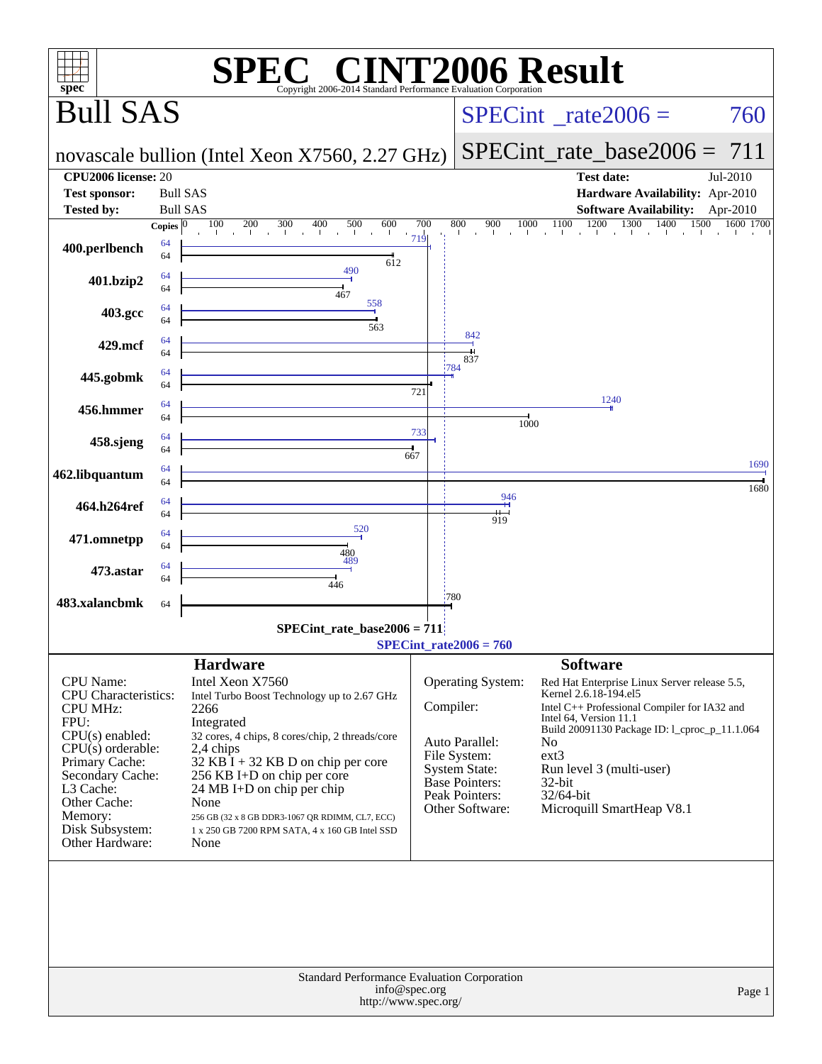# SPEC® CINT2006 Result

Copyright 2006-2014 Standard Performance Evaluation Corporation

## Bull SAS

**novascale bullion (Intel Xeon X7560, 2.27 GHz)**

SPECint_rate2006 = 760

SPECint_rate_base2006 = 711

| | | | |
|---|---|---|---|
| **CPU2006 license:** | 20 | **Test date:** | Jul-2010 |
| **Test sponsor:** | Bull SAS | **Hardware Availability:** | Apr-2010 |
| **Tested by:** | Bull SAS | **Software Availability:** | Apr-2010 |

| Benchmark | Copies (peak) | Peak | Copies (base) | Base |
|---|---|---|---|---|
| 400.perlbench | 64 | 719 | 64 | 612 |
| 401.bzip2 | 64 | 490 | 64 | 467 |
| 403.gcc | 64 | 558 | 64 | 563 |
| 429.mcf | 64 | 842 | 64 | 837 |
| 445.gobmk | 64 | 784 | 64 | 721 |
| 456.hmmer | 64 | 1240 | 64 | 1000 |
| 458.sjeng | 64 | 733 | 64 | 667 |
| 462.libquantum | 64 | 1690 | 64 | 1680 |
| 464.h264ref | 64 | 946 | 64 | 919 |
| 471.omnetpp | 64 | 520 | 64 | 480 |
| 473.astar | 64 | 489 | 64 | 446 |
| 483.xalancbmk | | | 64 | 780 |

SPECint_rate_base2006 = 711

SPECint_rate2006 = 760

### Hardware

| | |
|---|---|
| CPU Name: | Intel Xeon X7560 |
| CPU Characteristics: | Intel Turbo Boost Technology up to 2.67 GHz |
| CPU MHz: | 2266 |
| FPU: | Integrated |
| CPU(s) enabled: | 32 cores, 4 chips, 8 cores/chip, 2 threads/core |
| CPU(s) orderable: | 2,4 chips |
| Primary Cache: | 32 KB I + 32 KB D on chip per core |
| Secondary Cache: | 256 KB I+D on chip per core |
| L3 Cache: | 24 MB I+D on chip per chip |
| Other Cache: | None |
| Memory: | 256 GB (32 x 8 GB DDR3-1067 QR RDIMM, CL7, ECC) |
| Disk Subsystem: | 1 x 250 GB 7200 RPM SATA, 4 x 160 GB Intel SSD |
| Other Hardware: | None |

### Software

| | |
|---|---|
| Operating System: | Red Hat Enterprise Linux Server release 5.5, Kernel 2.6.18-194.el5 |
| Compiler: | Intel C++ Professional Compiler for IA32 and Intel 64, Version 11.1 Build 20091130 Package ID: l_cproc_p_11.1.064 |
| Auto Parallel: | No |
| File System: | ext3 |
| System State: | Run level 3 (multi-user) |
| Base Pointers: | 32-bit |
| Peak Pointers: | 32/64-bit |
| Other Software: | Microquill SmartHeap V8.1 |

Standard Performance Evaluation Corporation
info@spec.org
http://www.spec.org/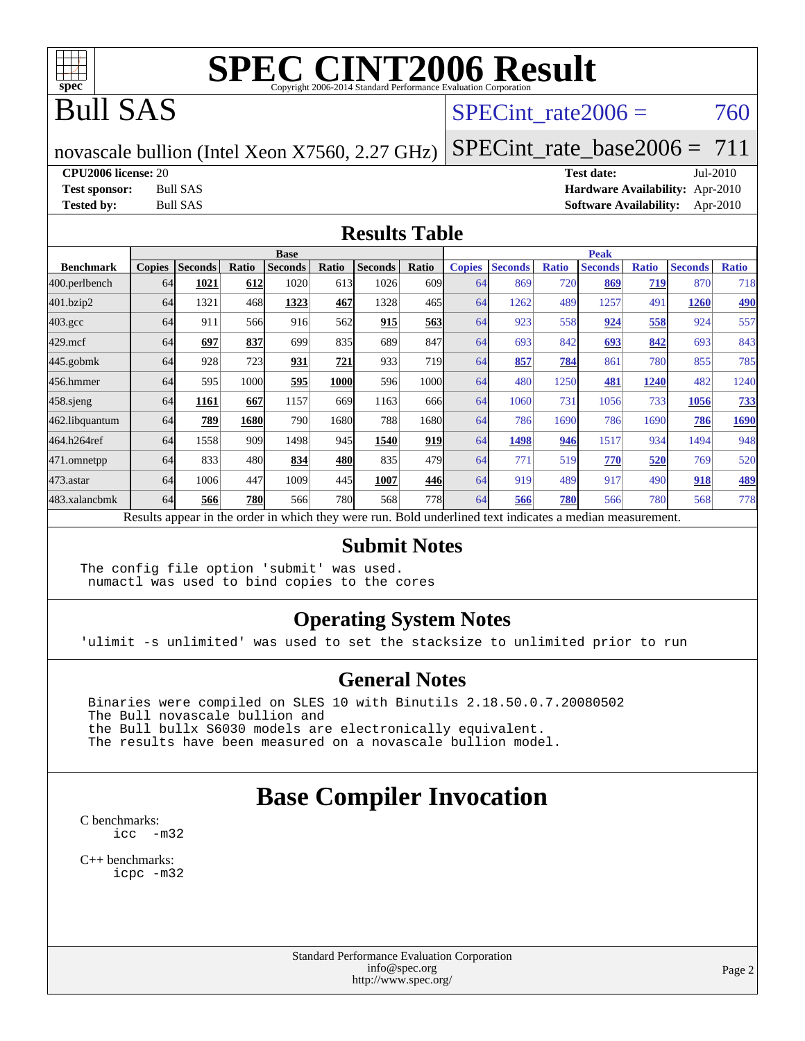# SPEC CINT2006 Result

Copyright 2006-2014 Standard Performance Evaluation Corporation

## Bull SAS

novascale bullion (Intel Xeon X7560, 2.27 GHz)

SPECint_rate2006 = 760

SPECint_rate_base2006 = 711

**CPU2006 license:** 20
**Test sponsor:** Bull SAS
**Tested by:** Bull SAS

**Test date:** Jul-2010
**Hardware Availability:** Apr-2010
**Software Availability:** Apr-2010

## Results Table

| Benchmark | Base | | | | | | | Peak | | | | | | |
|---|---|---|---|---|---|---|---|---|---|---|---|---|---|---|
| | Copies | Seconds | Ratio | Seconds | Ratio | Seconds | Ratio | Copies | Seconds | Ratio | Seconds | Ratio | Seconds | Ratio |
| 400.perlbench | 64 | **1021** | **612** | 1020 | 613 | 1026 | 609 | 64 | 869 | 720 | **869** | **719** | 870 | 718 |
| 401.bzip2 | 64 | 1321 | 468 | **1323** | **467** | 1328 | 465 | 64 | 1262 | 489 | 1257 | 491 | **1260** | **490** |
| 403.gcc | 64 | 911 | 566 | 916 | 562 | **915** | **563** | 64 | 923 | 558 | **924** | **558** | 924 | 557 |
| 429.mcf | 64 | **697** | **837** | 699 | 835 | 689 | 847 | 64 | 693 | 842 | **693** | **842** | 693 | 843 |
| 445.gobmk | 64 | 928 | 723 | **931** | **721** | 933 | 719 | 64 | **857** | **784** | 861 | 780 | 855 | 785 |
| 456.hmmer | 64 | 595 | 1000 | **595** | **1000** | 596 | 1000 | 64 | 480 | 1250 | **481** | **1240** | 482 | 1240 |
| 458.sjeng | 64 | **1161** | **667** | 1157 | 669 | 1163 | 666 | 64 | 1060 | 731 | 1056 | 733 | **1056** | **733** |
| 462.libquantum | 64 | **789** | **1680** | 790 | 1680 | 788 | 1680 | 64 | 786 | 1690 | 786 | 1690 | **786** | **1690** |
| 464.h264ref | 64 | 1558 | 909 | 1498 | 945 | **1540** | **919** | 64 | **1498** | **946** | 1517 | 934 | 1494 | 948 |
| 471.omnetpp | 64 | 833 | 480 | **834** | **480** | 835 | 479 | 64 | 771 | 519 | **770** | **520** | 769 | 520 |
| 473.astar | 64 | 1006 | 447 | 1009 | 445 | **1007** | **446** | 64 | 919 | 489 | 917 | 490 | **918** | **489** |
| 483.xalancbmk | 64 | **566** | **780** | 566 | 780 | 568 | 778 | 64 | **566** | **780** | 566 | 780 | 568 | 778 |

Results appear in the order in which they were run. Bold underlined text indicates a median measurement.

## Submit Notes

```
The config file option 'submit' was used.
 numactl was used to bind copies to the cores
```

## Operating System Notes

```
'ulimit -s unlimited' was used to set the stacksize to unlimited prior to run
```

## General Notes

```
Binaries were compiled on SLES 10 with Binutils 2.18.50.0.7.20080502
The Bull novascale bullion and
the Bull bullx S6030 models are electronically equivalent.
The results have been measured on a novascale bullion model.
```

# Base Compiler Invocation

C benchmarks:
```
icc  -m32
```

C++ benchmarks:
```
icpc -m32
```

Standard Performance Evaluation Corporation
info@spec.org
http://www.spec.org/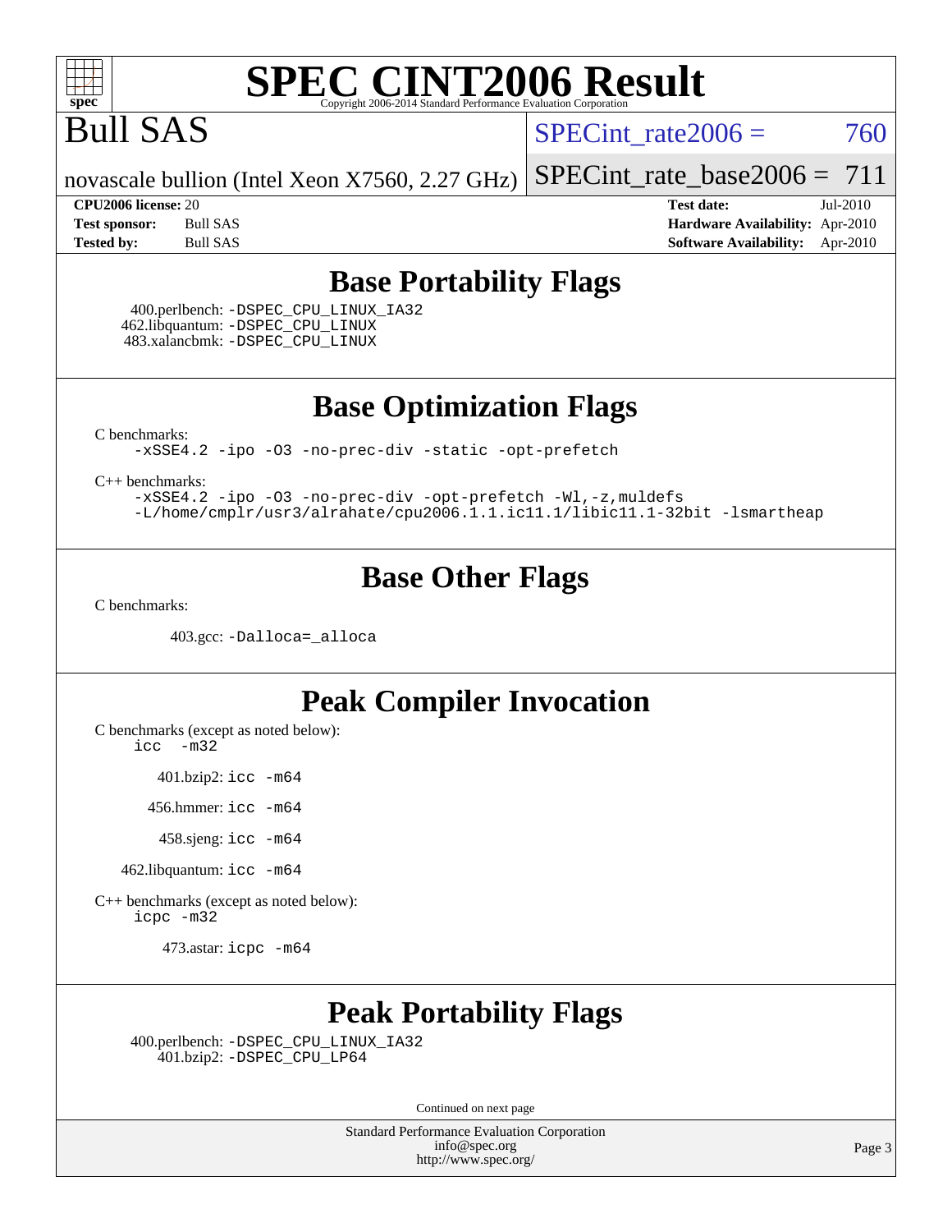# SPEC CINT2006 Result

Copyright 2006-2014 Standard Performance Evaluation Corporation

# Bull SAS

novascale bullion (Intel Xeon X7560, 2.27 GHz)

SPECint_rate2006 = 760

SPECint_rate_base2006 = 711

**CPU2006 license:** 20
**Test sponsor:** Bull SAS
**Tested by:** Bull SAS

**Test date:** Jul-2010
**Hardware Availability:** Apr-2010
**Software Availability:** Apr-2010

## Base Portability Flags

400.perlbench: -DSPEC_CPU_LINUX_IA32
462.libquantum: -DSPEC_CPU_LINUX
483.xalancbmk: -DSPEC_CPU_LINUX

## Base Optimization Flags

C benchmarks:
-xSSE4.2 -ipo -O3 -no-prec-div -static -opt-prefetch

C++ benchmarks:
-xSSE4.2 -ipo -O3 -no-prec-div -opt-prefetch -Wl,-z,muldefs
-L/home/cmplr/usr3/alrahate/cpu2006.1.1.ic11.1/libic11.1-32bit -lsmartheap

## Base Other Flags

C benchmarks:

403.gcc: -Dalloca=_alloca

## Peak Compiler Invocation

C benchmarks (except as noted below):
icc -m32

401.bzip2: icc -m64

456.hmmer: icc -m64

458.sjeng: icc -m64

462.libquantum: icc -m64

C++ benchmarks (except as noted below):
icpc -m32

473.astar: icpc -m64

## Peak Portability Flags

400.perlbench: -DSPEC_CPU_LINUX_IA32
401.bzip2: -DSPEC_CPU_LP64

Continued on next page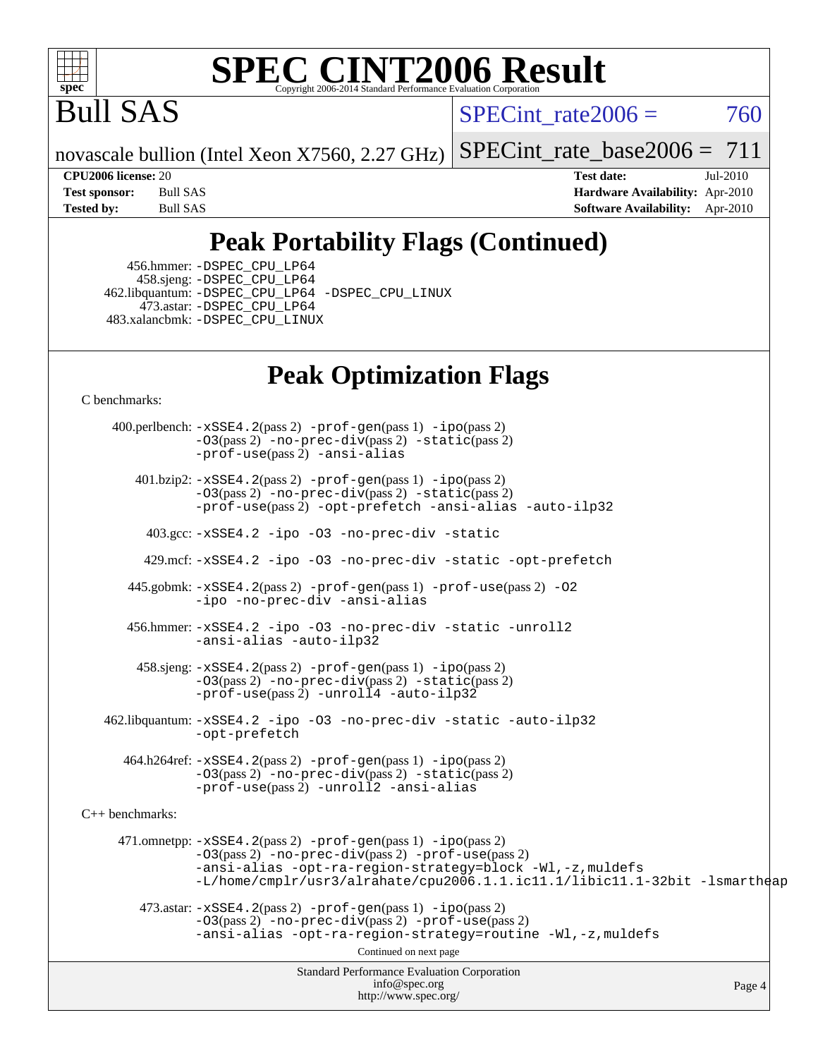# SPEC CINT2006 Result

Copyright 2006-2014 Standard Performance Evaluation Corporation

# Bull SAS

novascale bullion (Intel Xeon X7560, 2.27 GHz)

SPECint_rate2006 = 760

SPECint_rate_base2006 = 711

| | | | |
|---|---|---|---|
| **CPU2006 license:** | 20 | **Test date:** | Jul-2010 |
| **Test sponsor:** | Bull SAS | **Hardware Availability:** | Apr-2010 |
| **Tested by:** | Bull SAS | **Software Availability:** | Apr-2010 |

## Peak Portability Flags (Continued)

456.hmmer: -DSPEC_CPU_LP64
458.sjeng: -DSPEC_CPU_LP64
462.libquantum: -DSPEC_CPU_LP64 -DSPEC_CPU_LINUX
473.astar: -DSPEC_CPU_LP64
483.xalancbmk: -DSPEC_CPU_LINUX

## Peak Optimization Flags

C benchmarks:

400.perlbench: -xSSE4.2(pass 2) -prof-gen(pass 1) -ipo(pass 2) -O3(pass 2) -no-prec-div(pass 2) -static(pass 2) -prof-use(pass 2) -ansi-alias

401.bzip2: -xSSE4.2(pass 2) -prof-gen(pass 1) -ipo(pass 2) -O3(pass 2) -no-prec-div(pass 2) -static(pass 2) -prof-use(pass 2) -opt-prefetch -ansi-alias -auto-ilp32

403.gcc: -xSSE4.2 -ipo -O3 -no-prec-div -static

429.mcf: -xSSE4.2 -ipo -O3 -no-prec-div -static -opt-prefetch

445.gobmk: -xSSE4.2(pass 2) -prof-gen(pass 1) -prof-use(pass 2) -O2 -ipo -no-prec-div -ansi-alias

456.hmmer: -xSSE4.2 -ipo -O3 -no-prec-div -static -unroll2 -ansi-alias -auto-ilp32

458.sjeng: -xSSE4.2(pass 2) -prof-gen(pass 1) -ipo(pass 2) -O3(pass 2) -no-prec-div(pass 2) -static(pass 2) -prof-use(pass 2) -unroll4 -auto-ilp32

462.libquantum: -xSSE4.2 -ipo -O3 -no-prec-div -static -auto-ilp32 -opt-prefetch

464.h264ref: -xSSE4.2(pass 2) -prof-gen(pass 1) -ipo(pass 2) -O3(pass 2) -no-prec-div(pass 2) -static(pass 2) -prof-use(pass 2) -unroll2 -ansi-alias

C++ benchmarks:

471.omnetpp: -xSSE4.2(pass 2) -prof-gen(pass 1) -ipo(pass 2) -O3(pass 2) -no-prec-div(pass 2) -prof-use(pass 2) -ansi-alias -opt-ra-region-strategy=block -Wl,-z,muldefs -L/home/cmplr/usr3/alrahate/cpu2006.1.1.ic11.1/libic11.1-32bit -lsmartheap

473.astar: -xSSE4.2(pass 2) -prof-gen(pass 1) -ipo(pass 2) -O3(pass 2) -no-prec-div(pass 2) -prof-use(pass 2) -ansi-alias -opt-ra-region-strategy=routine -Wl,-z,muldefs

Continued on next page

Standard Performance Evaluation Corporation
info@spec.org
http://www.spec.org/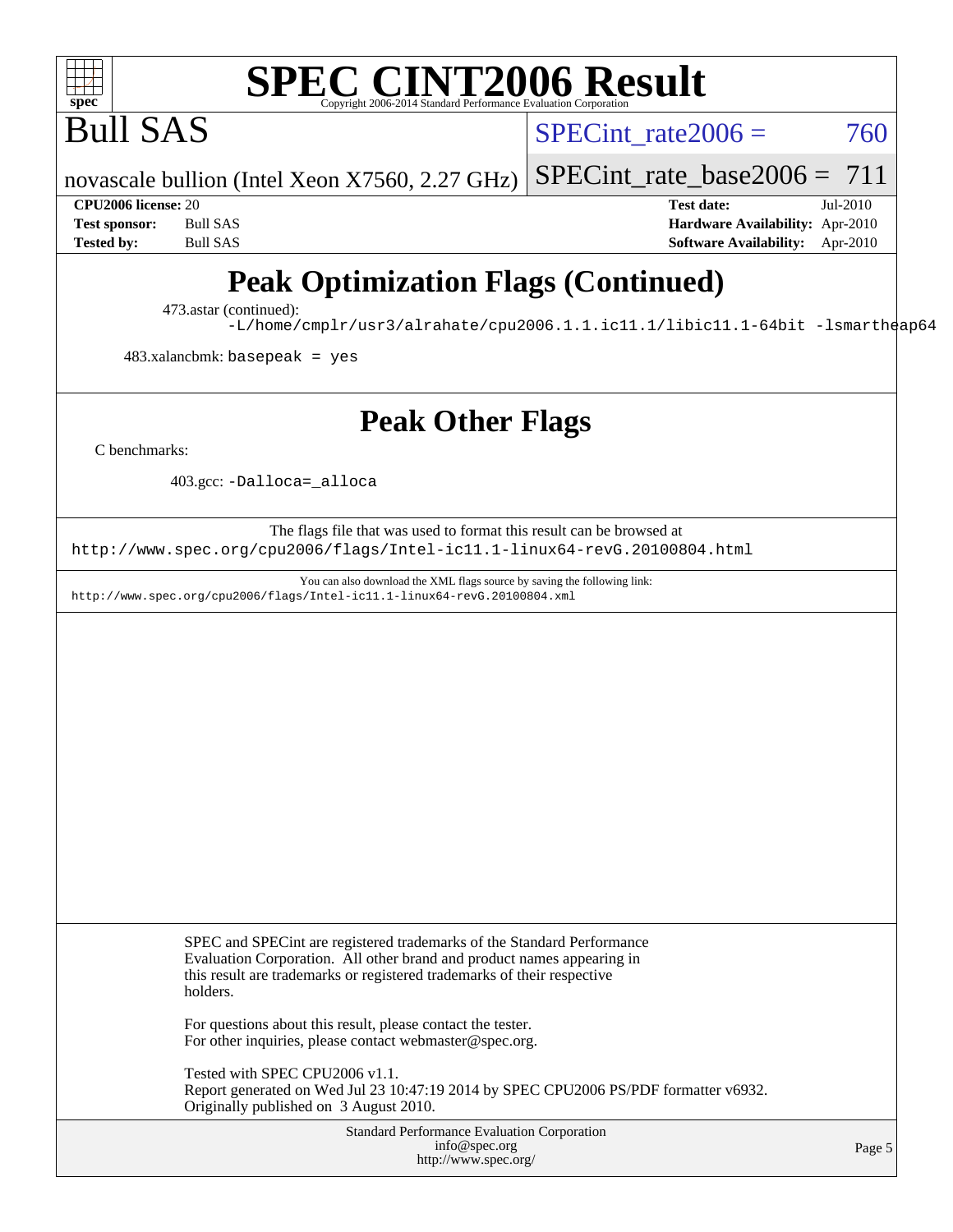# SPEC CINT2006 Result

Copyright 2006-2014 Standard Performance Evaluation Corporation

## Bull SAS

novascale bullion (Intel Xeon X7560, 2.27 GHz)

SPECint_rate2006 = 760

SPECint_rate_base2006 = 711

| | | | |
|---|---|---|---|
| **CPU2006 license:** | 20 | **Test date:** | Jul-2010 |
| **Test sponsor:** | Bull SAS | **Hardware Availability:** | Apr-2010 |
| **Tested by:** | Bull SAS | **Software Availability:** | Apr-2010 |

## Peak Optimization Flags (Continued)

473.astar (continued):
`-L/home/cmplr/usr3/alrahate/cpu2006.1.1.ic11.1/libic11.1-64bit -lsmartheap64`

483.xalancbmk: `basepeak = yes`

## Peak Other Flags

C benchmarks:

403.gcc: `-Dalloca=_alloca`

The flags file that was used to format this result can be browsed at
http://www.spec.org/cpu2006/flags/Intel-ic11.1-linux64-revG.20100804.html

You can also download the XML flags source by saving the following link:
http://www.spec.org/cpu2006/flags/Intel-ic11.1-linux64-revG.20100804.xml

SPEC and SPECint are registered trademarks of the Standard Performance Evaluation Corporation. All other brand and product names appearing in this result are trademarks or registered trademarks of their respective holders.

For questions about this result, please contact the tester.
For other inquiries, please contact webmaster@spec.org.

Tested with SPEC CPU2006 v1.1.
Report generated on Wed Jul 23 10:47:19 2014 by SPEC CPU2006 PS/PDF formatter v6932.
Originally published on 3 August 2010.

Standard Performance Evaluation Corporation
info@spec.org
http://www.spec.org/